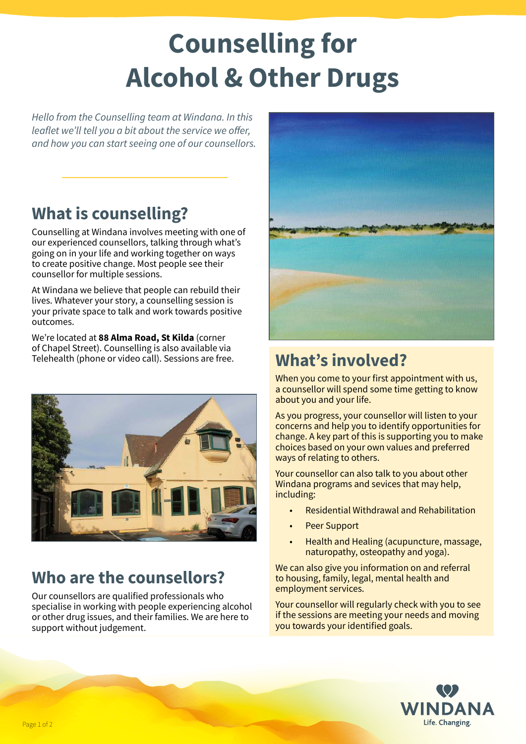# Counselling for Alcohol & Other Drugs

*Hello from the Counselling team at Windana. In this leaflet we'll tell you a bit about the service we offer, and how you can start seeing one of our counsellors.*

## What is counselling?

Counselling at Windana involves meeting with one of our experienced counsellors, talking through what's going on in your life and working together on ways to create positive change. Most people see their counsellor for multiple sessions.

At Windana we believe that people can rebuild their lives. Whatever your story, a counselling session is your private space to talk and work towards positive outcomes.

We're located at **88 Alma Road, St Kilda** (corner of Chapel Street). Counselling is also available via Telehealth (phone or video call). Sessions are free.

## Who are the counsellors?

Our counsellors are qualified professionals who specialise in working with people experiencing alcohol or other drug issues, and their families. We are here to support without judgement.

## What's involved?

When you come to your first appointment with us, a counsellor will spend some time getting to know about you and your life.

As you progress, your counsellor will listen to your concerns and help you to identify opportunities for change. A key part of this is supporting you to make choices based on your own values and preferred ways of relating to others.

Your counsellor can also talk to you about other Windana programs and sevices that may help, including:

- Residential Withdrawal and Rehabilitation
- Peer Support
- Health and Healing (acupuncture, massage, naturopathy, osteopathy and yoga).

We can also give you information on and referral to housing, family, legal, mental health and employment services.

Your counsellor will regularly check with you to see if the sessions are meeting your needs and moving you towards your identified goals.

WINDANA
Life. Changing.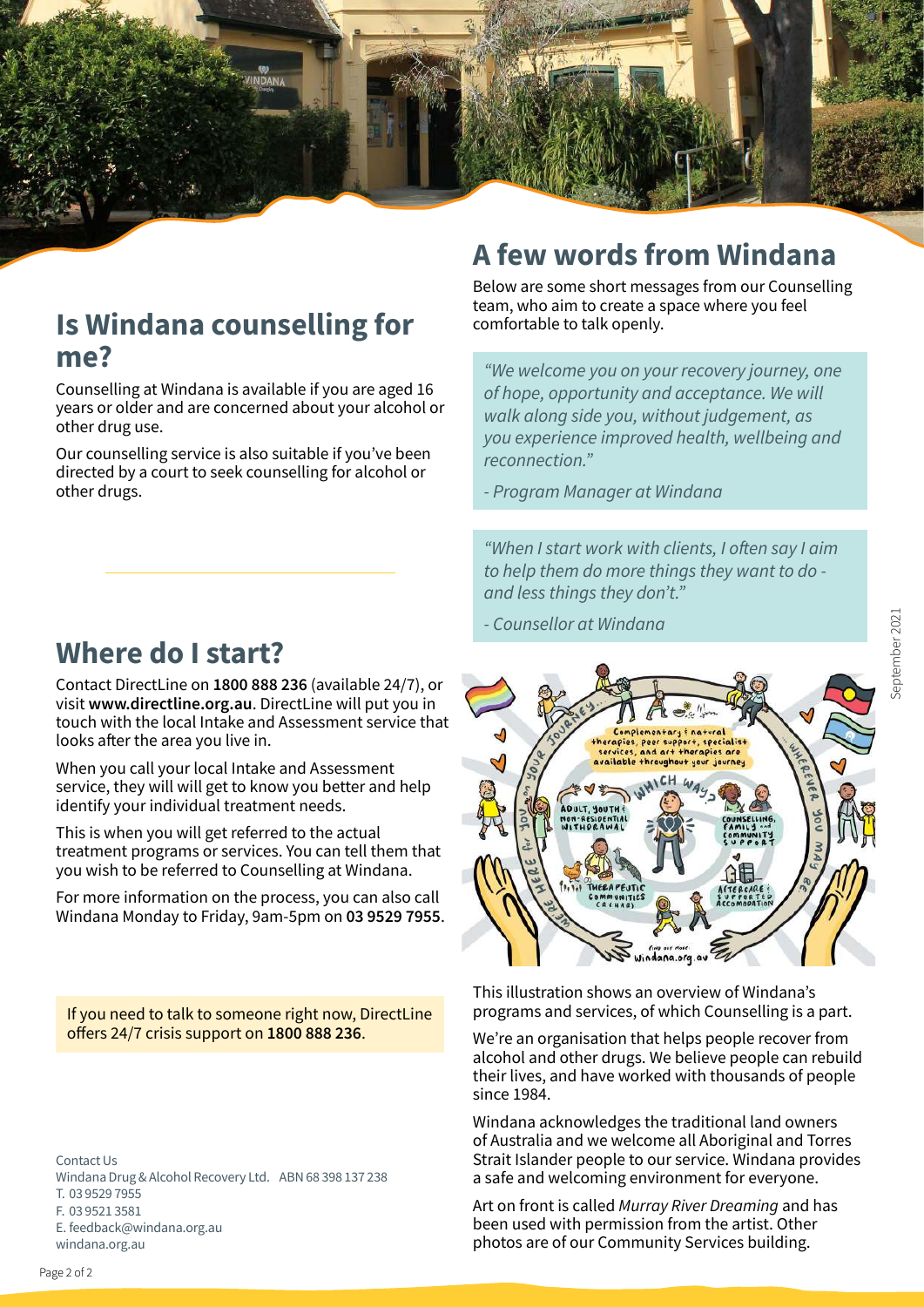## Is Windana counselling for me?

Counselling at Windana is available if you are aged 16 years or older and are concerned about your alcohol or other drug use.

Our counselling service is also suitable if you've been directed by a court to seek counselling for alcohol or other drugs.

## Where do I start?

Contact DirectLine on **1800 888 236** (available 24/7), or visit **www.directline.org.au**. DirectLine will put you in touch with the local Intake and Assessment service that looks after the area you live in.

When you call your local Intake and Assessment service, they will will get to know you better and help identify your individual treatment needs.

This is when you will get referred to the actual treatment programs or services. You can tell them that you wish to be referred to Counselling at Windana.

For more information on the process, you can also call Windana Monday to Friday, 9am-5pm on **03 9529 7955**.

If you need to talk to someone right now, DirectLine offers 24/7 crisis support on **1800 888 236**.

Contact Us
Windana Drug & Alcohol Recovery Ltd. ABN 68 398 137 238
T. 03 9529 7955
F. 03 9521 3581
E. feedback@windana.org.au
windana.org.au

## A few words from Windana

Below are some short messages from our Counselling team, who aim to create a space where you feel comfortable to talk openly.

*"We welcome you on your recovery journey, one of hope, opportunity and acceptance. We will walk along side you, without judgement, as you experience improved health, wellbeing and reconnection."*

*- Program Manager at Windana*

*"When I start work with clients, I often say I aim to help them do more things they want to do - and less things they don't."*

*- Counsellor at Windana*

This illustration shows an overview of Windana's programs and services, of which Counselling is a part.

We're an organisation that helps people recover from alcohol and other drugs. We believe people can rebuild their lives, and have worked with thousands of people since 1984.

Windana acknowledges the traditional land owners of Australia and we welcome all Aboriginal and Torres Strait Islander people to our service. Windana provides a safe and welcoming environment for everyone.

Art on front is called *Murray River Dreaming* and has been used with permission from the artist. Other photos are of our Community Services building.

September 2021